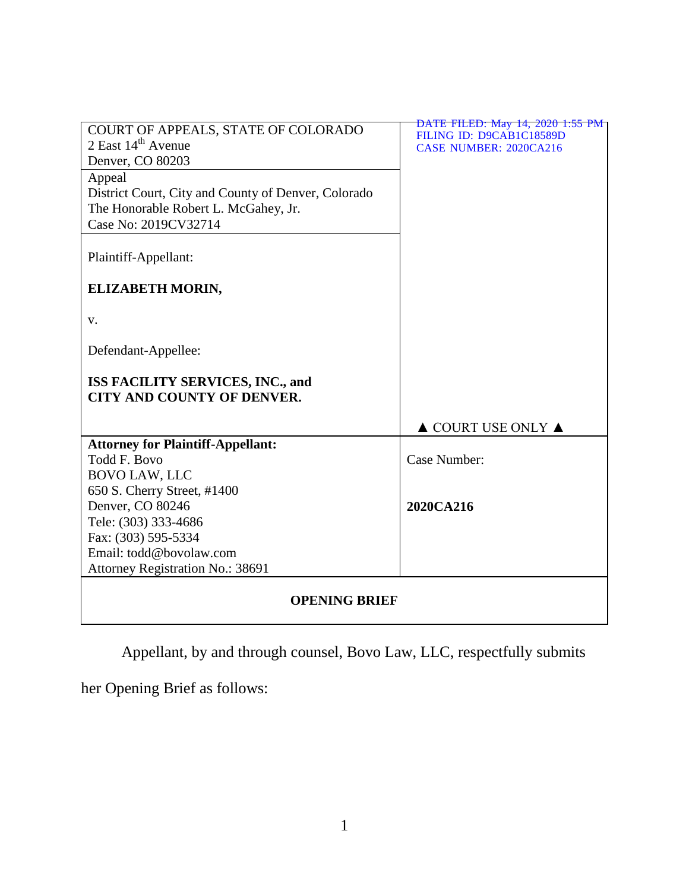| COURT OF APPEALS, STATE OF COLORADO<br>2 East 14th Avenue<br>Denver, CO 80203 | DATE FILED: May 14, 2020 1:55 PM<br>FILING ID: D9CAB1C18589D<br>CASE NUMBER: 2020CA216 |
|---|---|
| Appeal<br>District Court, City and County of Denver, Colorado<br>The Honorable Robert L. McGahey, Jr.<br>Case No: 2019CV32714 | |
| Plaintiff-Appellant:<br><br>**ELIZABETH MORIN,**<br><br>v.<br><br>Defendant-Appellee:<br><br>**ISS FACILITY SERVICES, INC., and CITY AND COUNTY OF DENVER.** | ▲ COURT USE ONLY ▲ |
| **Attorney for Plaintiff-Appellant:**<br>Todd F. Bovo<br>BOVO LAW, LLC<br>650 S. Cherry Street, #1400<br>Denver, CO 80246<br>Tele: (303) 333-4686<br>Fax: (303) 595-5334<br>Email: todd@bovolaw.com<br>Attorney Registration No.: 38691 | Case Number:<br><br>**2020CA216** |

**OPENING BRIEF**

Appellant, by and through counsel, Bovo Law, LLC, respectfully submits her Opening Brief as follows: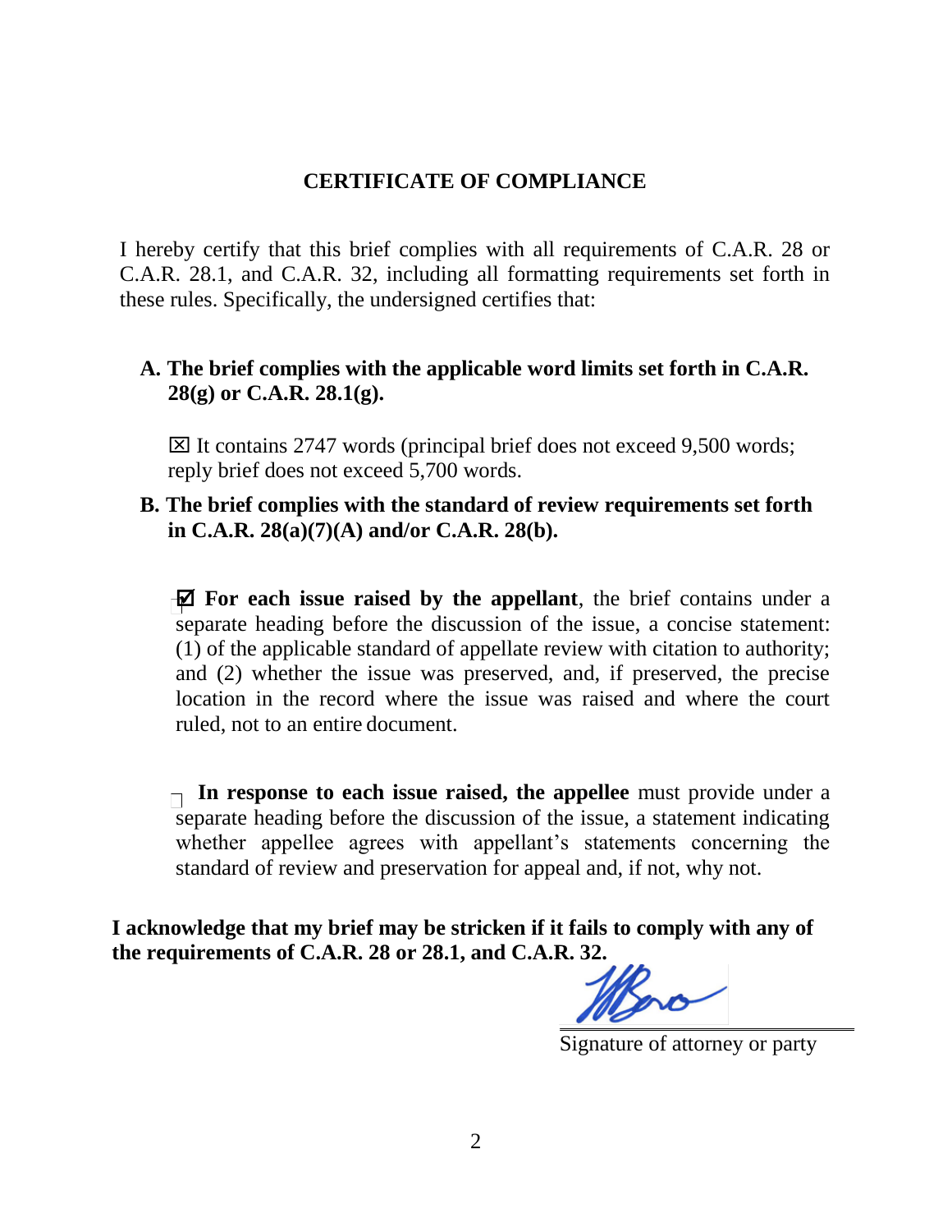## CERTIFICATE OF COMPLIANCE

I hereby certify that this brief complies with all requirements of C.A.R. 28 or C.A.R. 28.1, and C.A.R. 32, including all formatting requirements set forth in these rules. Specifically, the undersigned certifies that:

**A. The brief complies with the applicable word limits set forth in C.A.R. 28(g) or C.A.R. 28.1(g).**

☒ It contains 2747 words (principal brief does not exceed 9,500 words; reply brief does not exceed 5,700 words.

**B. The brief complies with the standard of review requirements set forth in C.A.R. 28(a)(7)(A) and/or C.A.R. 28(b).**

☑ **For each issue raised by the appellant**, the brief contains under a separate heading before the discussion of the issue, a concise statement: (1) of the applicable standard of appellate review with citation to authority; and (2) whether the issue was preserved, and, if preserved, the precise location in the record where the issue was raised and where the court ruled, not to an entire document.

☐ **In response to each issue raised, the appellee** must provide under a separate heading before the discussion of the issue, a statement indicating whether appellee agrees with appellant's statements concerning the standard of review and preservation for appeal and, if not, why not.

**I acknowledge that my brief may be stricken if it fails to comply with any of the requirements of C.A.R. 28 or 28.1, and C.A.R. 32.**

\_\_\_\_\_\_\_\_\_\_\_\_\_\_\_\_\_\_\_\_\_\_\_\_\_\_\_\_
Signature of attorney or party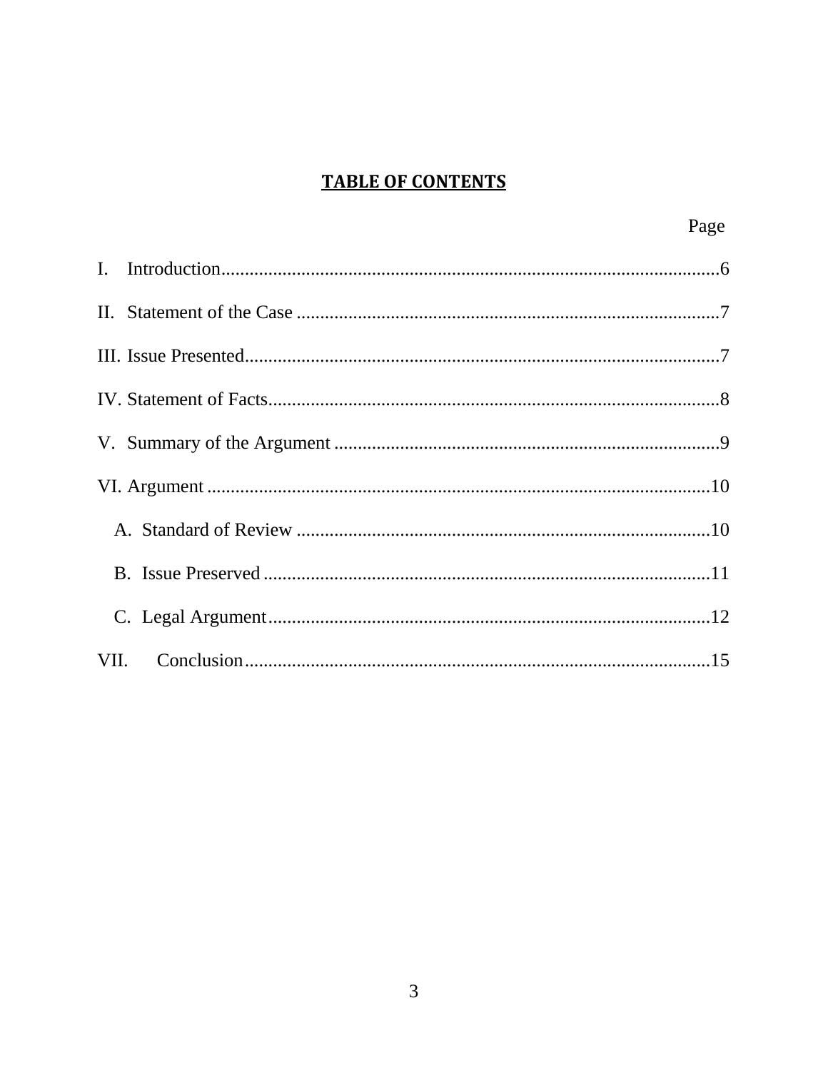# TABLE OF CONTENTS

| | Page |
|---|---|
| I. Introduction | 6 |
| II. Statement of the Case | 7 |
| III. Issue Presented | 7 |
| IV. Statement of Facts | 8 |
| V. Summary of the Argument | 9 |
| VI. Argument | 10 |
| A. Standard of Review | 10 |
| B. Issue Preserved | 11 |
| C. Legal Argument | 12 |
| VII. Conclusion | 15 |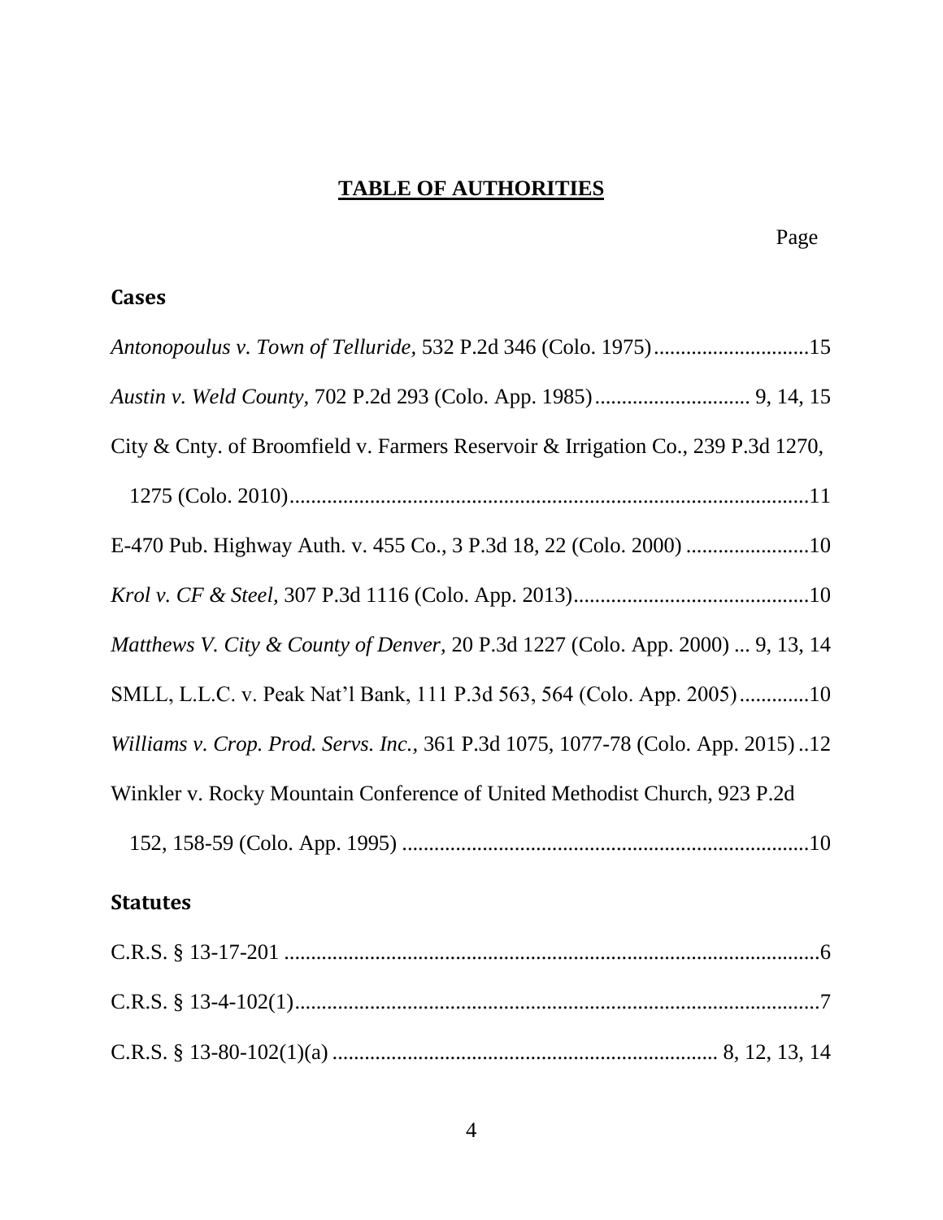# **TABLE OF AUTHORITIES**

Page

## Cases

*Antonopoulus v. Town of Telluride,* 532 P.2d 346 (Colo. 1975)............................15

*Austin v. Weld County,* 702 P.2d 293 (Colo. App. 1985)............................ 9, 14, 15

City & Cnty. of Broomfield v. Farmers Reservoir & Irrigation Co., 239 P.3d 1270, 1275 (Colo. 2010)..................................................................................................11

E-470 Pub. Highway Auth. v. 455 Co., 3 P.3d 18, 22 (Colo. 2000) .......................10

*Krol v. CF & Steel*, 307 P.3d 1116 (Colo. App. 2013)............................................10

*Matthews V. City & County of Denver,* 20 P.3d 1227 (Colo. App. 2000) ... 9, 13, 14

SMLL, L.L.C. v. Peak Nat'l Bank, 111 P.3d 563, 564 (Colo. App. 2005).............10

*Williams v. Crop. Prod. Servs. Inc.,* 361 P.3d 1075, 1077-78 (Colo. App. 2015) ..12

Winkler v. Rocky Mountain Conference of United Methodist Church, 923 P.2d 152, 158-59 (Colo. App. 1995) ...........................................................................10

## Statutes

C.R.S. § 13-17-201 ....................................................................................................6

C.R.S. § 13-4-102(1)..................................................................................................7

C.R.S. § 13-80-102(1)(a) ........................................................................ 8, 12, 13, 14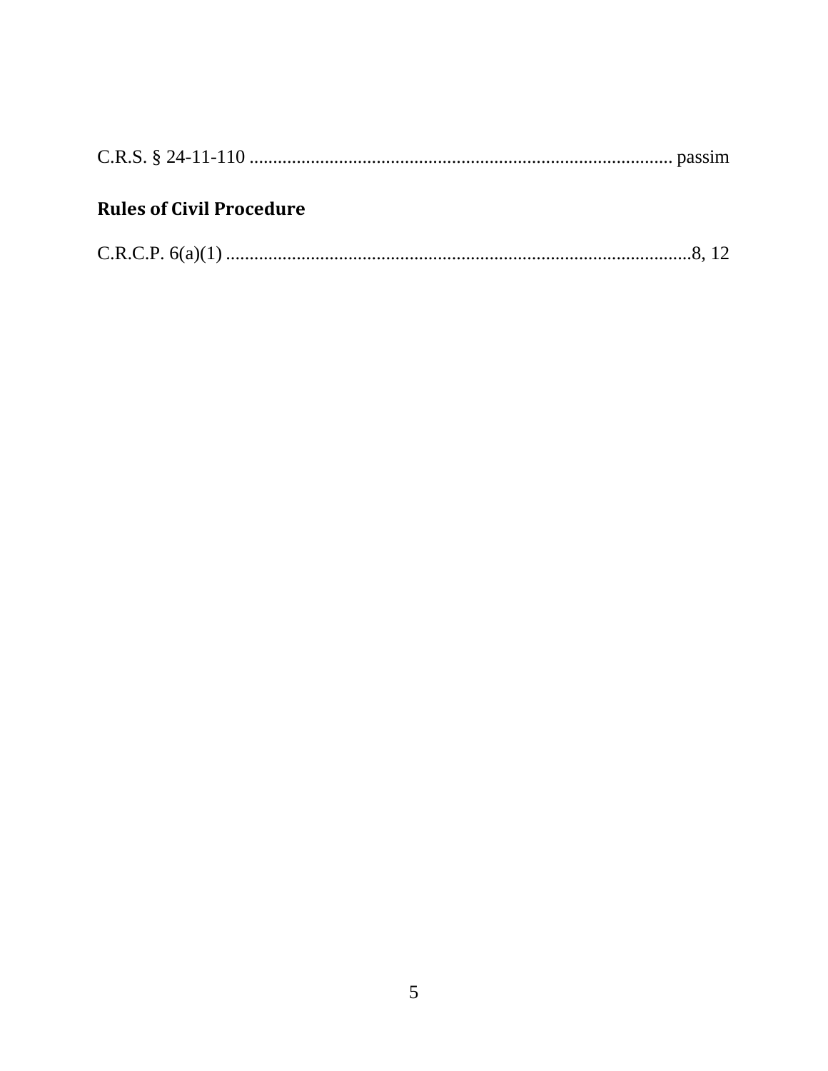C.R.S. § 24-11-110 ........................................................................................ passim

## Rules of Civil Procedure

C.R.C.P. 6(a)(1) ..................................................................................................8, 12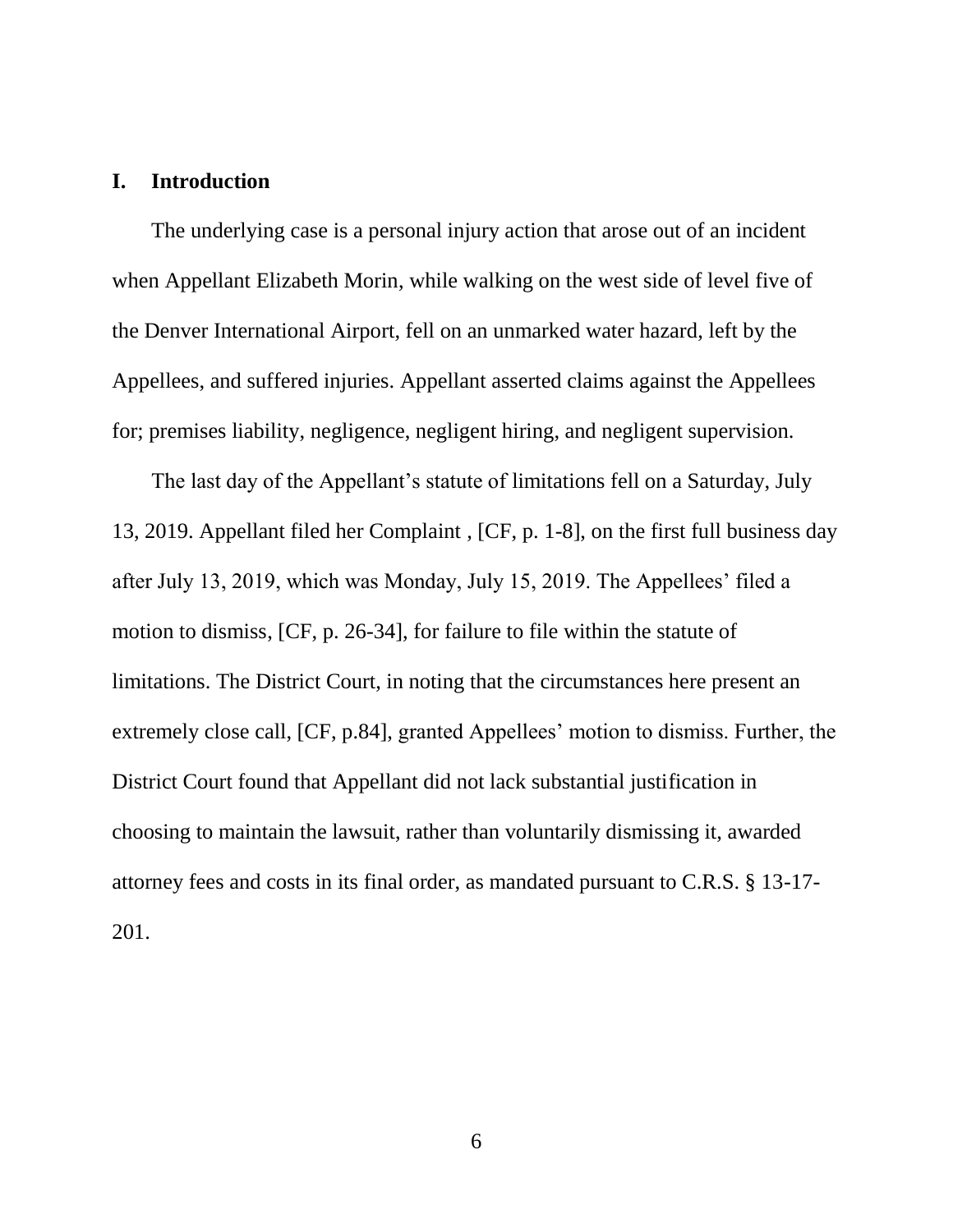## I. Introduction

The underlying case is a personal injury action that arose out of an incident when Appellant Elizabeth Morin, while walking on the west side of level five of the Denver International Airport, fell on an unmarked water hazard, left by the Appellees, and suffered injuries. Appellant asserted claims against the Appellees for; premises liability, negligence, negligent hiring, and negligent supervision.

The last day of the Appellant's statute of limitations fell on a Saturday, July 13, 2019. Appellant filed her Complaint , [CF, p. 1-8], on the first full business day after July 13, 2019, which was Monday, July 15, 2019. The Appellees' filed a motion to dismiss, [CF, p. 26-34], for failure to file within the statute of limitations. The District Court, in noting that the circumstances here present an extremely close call, [CF, p.84], granted Appellees' motion to dismiss. Further, the District Court found that Appellant did not lack substantial justification in choosing to maintain the lawsuit, rather than voluntarily dismissing it, awarded attorney fees and costs in its final order, as mandated pursuant to C.R.S. § 13-17-201.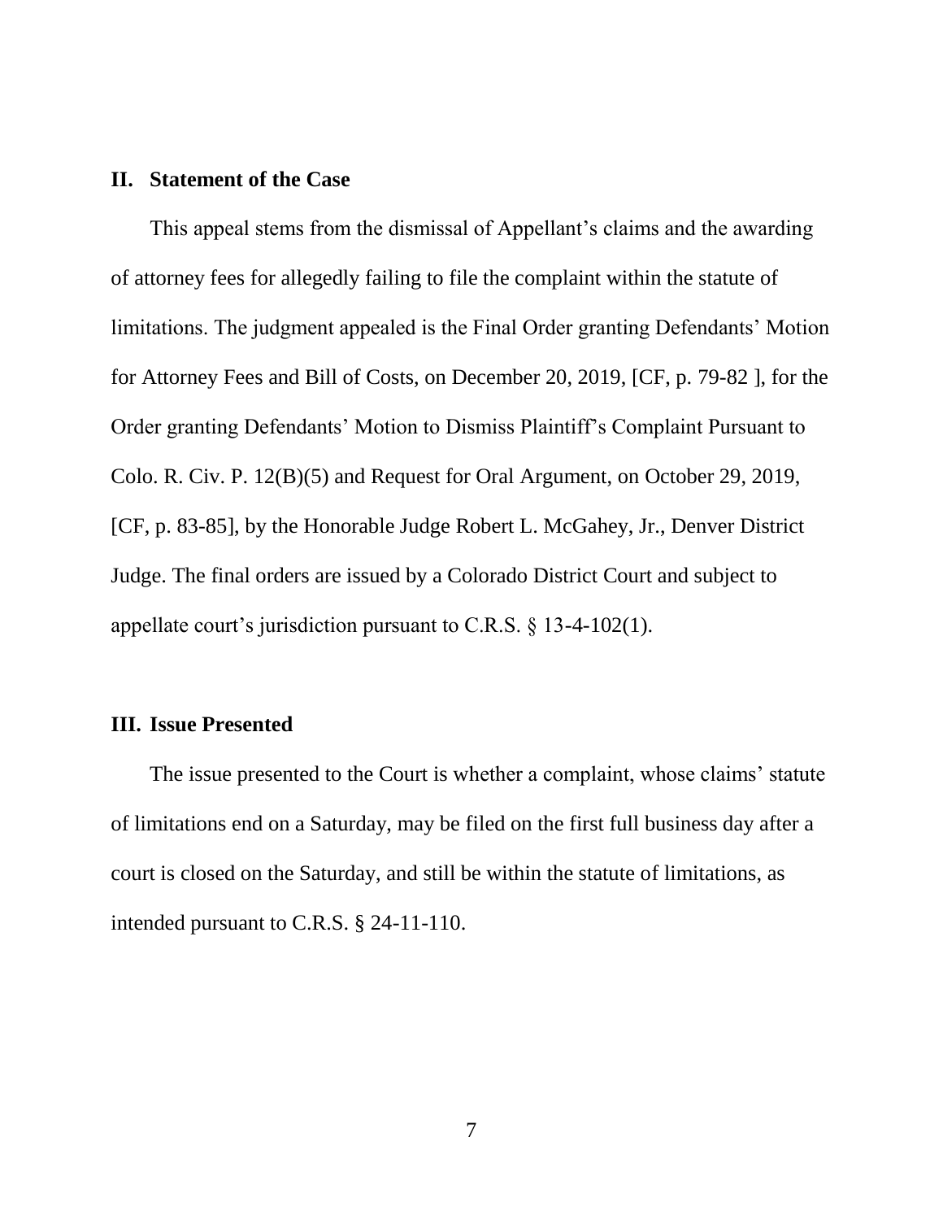## II. Statement of the Case

This appeal stems from the dismissal of Appellant's claims and the awarding of attorney fees for allegedly failing to file the complaint within the statute of limitations. The judgment appealed is the Final Order granting Defendants' Motion for Attorney Fees and Bill of Costs, on December 20, 2019, [CF, p. 79-82 ], for the Order granting Defendants' Motion to Dismiss Plaintiff's Complaint Pursuant to Colo. R. Civ. P. 12(B)(5) and Request for Oral Argument, on October 29, 2019, [CF, p. 83-85], by the Honorable Judge Robert L. McGahey, Jr., Denver District Judge. The final orders are issued by a Colorado District Court and subject to appellate court's jurisdiction pursuant to C.R.S. § 13-4-102(1).

## III. Issue Presented

The issue presented to the Court is whether a complaint, whose claims' statute of limitations end on a Saturday, may be filed on the first full business day after a court is closed on the Saturday, and still be within the statute of limitations, as intended pursuant to C.R.S. § 24-11-110.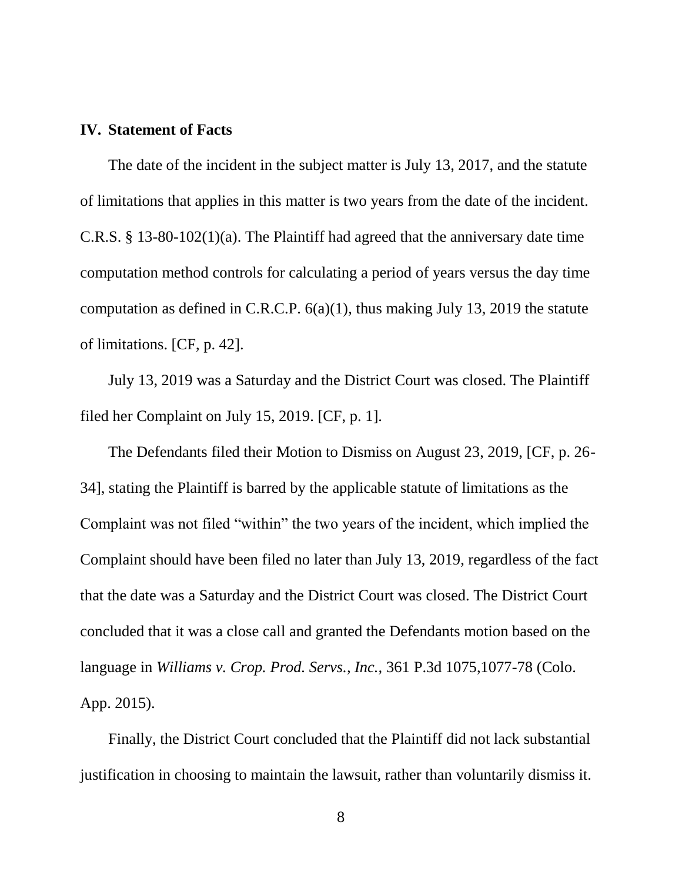## IV. Statement of Facts

The date of the incident in the subject matter is July 13, 2017, and the statute of limitations that applies in this matter is two years from the date of the incident. C.R.S. § 13-80-102(1)(a). The Plaintiff had agreed that the anniversary date time computation method controls for calculating a period of years versus the day time computation as defined in C.R.C.P. 6(a)(1), thus making July 13, 2019 the statute of limitations. [CF, p. 42].

July 13, 2019 was a Saturday and the District Court was closed. The Plaintiff filed her Complaint on July 15, 2019. [CF, p. 1].

The Defendants filed their Motion to Dismiss on August 23, 2019, [CF, p. 26-34], stating the Plaintiff is barred by the applicable statute of limitations as the Complaint was not filed "within" the two years of the incident, which implied the Complaint should have been filed no later than July 13, 2019, regardless of the fact that the date was a Saturday and the District Court was closed. The District Court concluded that it was a close call and granted the Defendants motion based on the language in *Williams v. Crop. Prod. Servs., Inc.*, 361 P.3d 1075,1077-78 (Colo. App. 2015).

Finally, the District Court concluded that the Plaintiff did not lack substantial justification in choosing to maintain the lawsuit, rather than voluntarily dismiss it.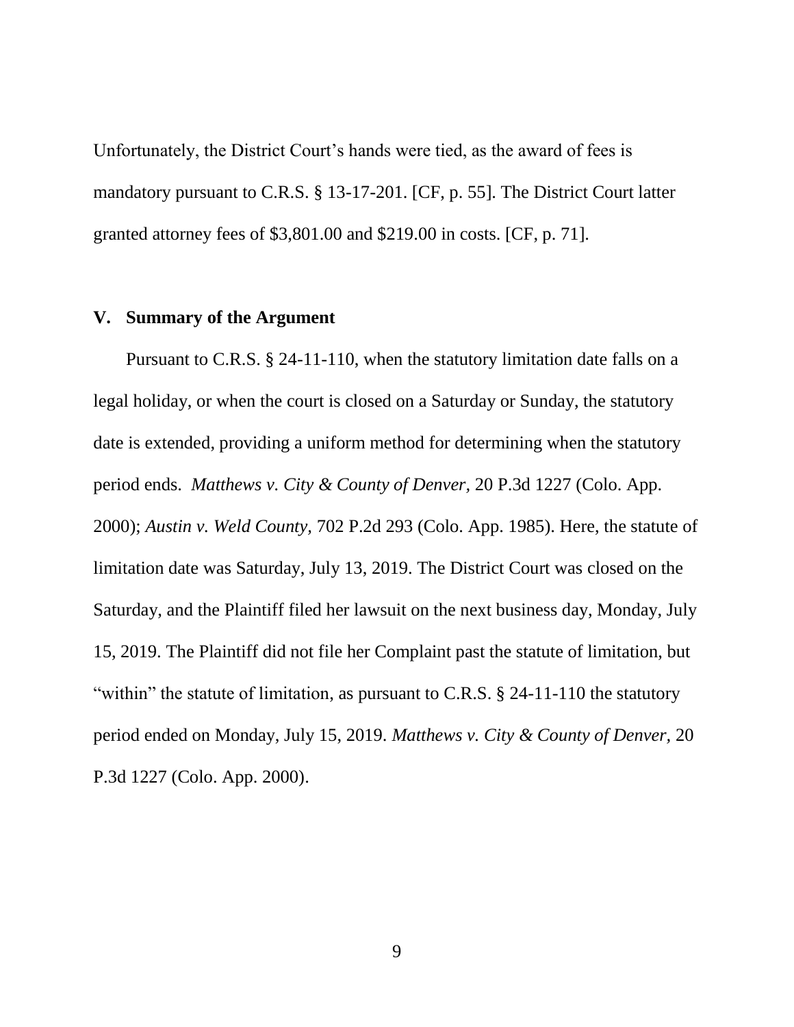Unfortunately, the District Court's hands were tied, as the award of fees is mandatory pursuant to C.R.S. § 13-17-201. [CF, p. 55]. The District Court latter granted attorney fees of $3,801.00 and $219.00 in costs. [CF, p. 71].

## V. Summary of the Argument

Pursuant to C.R.S. § 24-11-110, when the statutory limitation date falls on a legal holiday, or when the court is closed on a Saturday or Sunday, the statutory date is extended, providing a uniform method for determining when the statutory period ends. *Matthews v. City & County of Denver,* 20 P.3d 1227 (Colo. App. 2000); *Austin v. Weld County,* 702 P.2d 293 (Colo. App. 1985). Here, the statute of limitation date was Saturday, July 13, 2019. The District Court was closed on the Saturday, and the Plaintiff filed her lawsuit on the next business day, Monday, July 15, 2019. The Plaintiff did not file her Complaint past the statute of limitation, but "within" the statute of limitation, as pursuant to C.R.S. § 24-11-110 the statutory period ended on Monday, July 15, 2019. *Matthews v. City & County of Denver,* 20 P.3d 1227 (Colo. App. 2000).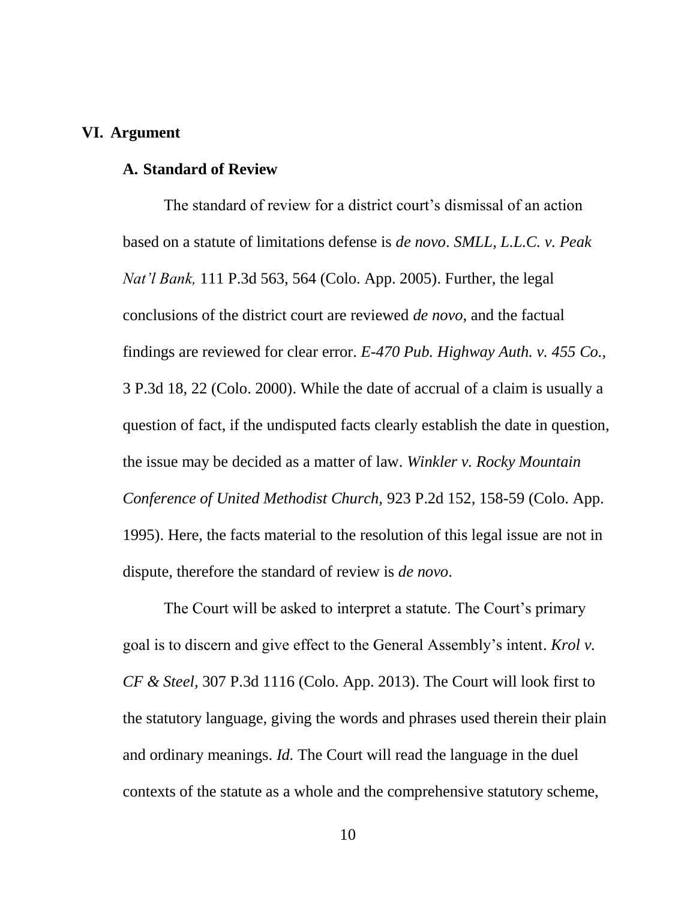## VI. Argument

### A. Standard of Review

The standard of review for a district court's dismissal of an action based on a statute of limitations defense is *de novo*. *SMLL, L.L.C. v. Peak Nat'l Bank,* 111 P.3d 563, 564 (Colo. App. 2005). Further, the legal conclusions of the district court are reviewed *de novo*, and the factual findings are reviewed for clear error. *E-470 Pub. Highway Auth. v. 455 Co.*, 3 P.3d 18, 22 (Colo. 2000). While the date of accrual of a claim is usually a question of fact, if the undisputed facts clearly establish the date in question, the issue may be decided as a matter of law. *Winkler v. Rocky Mountain Conference of United Methodist Church*, 923 P.2d 152, 158-59 (Colo. App. 1995). Here, the facts material to the resolution of this legal issue are not in dispute, therefore the standard of review is *de novo*.

The Court will be asked to interpret a statute. The Court's primary goal is to discern and give effect to the General Assembly's intent. *Krol v. CF & Steel*, 307 P.3d 1116 (Colo. App. 2013). The Court will look first to the statutory language, giving the words and phrases used therein their plain and ordinary meanings. *Id.* The Court will read the language in the duel contexts of the statute as a whole and the comprehensive statutory scheme,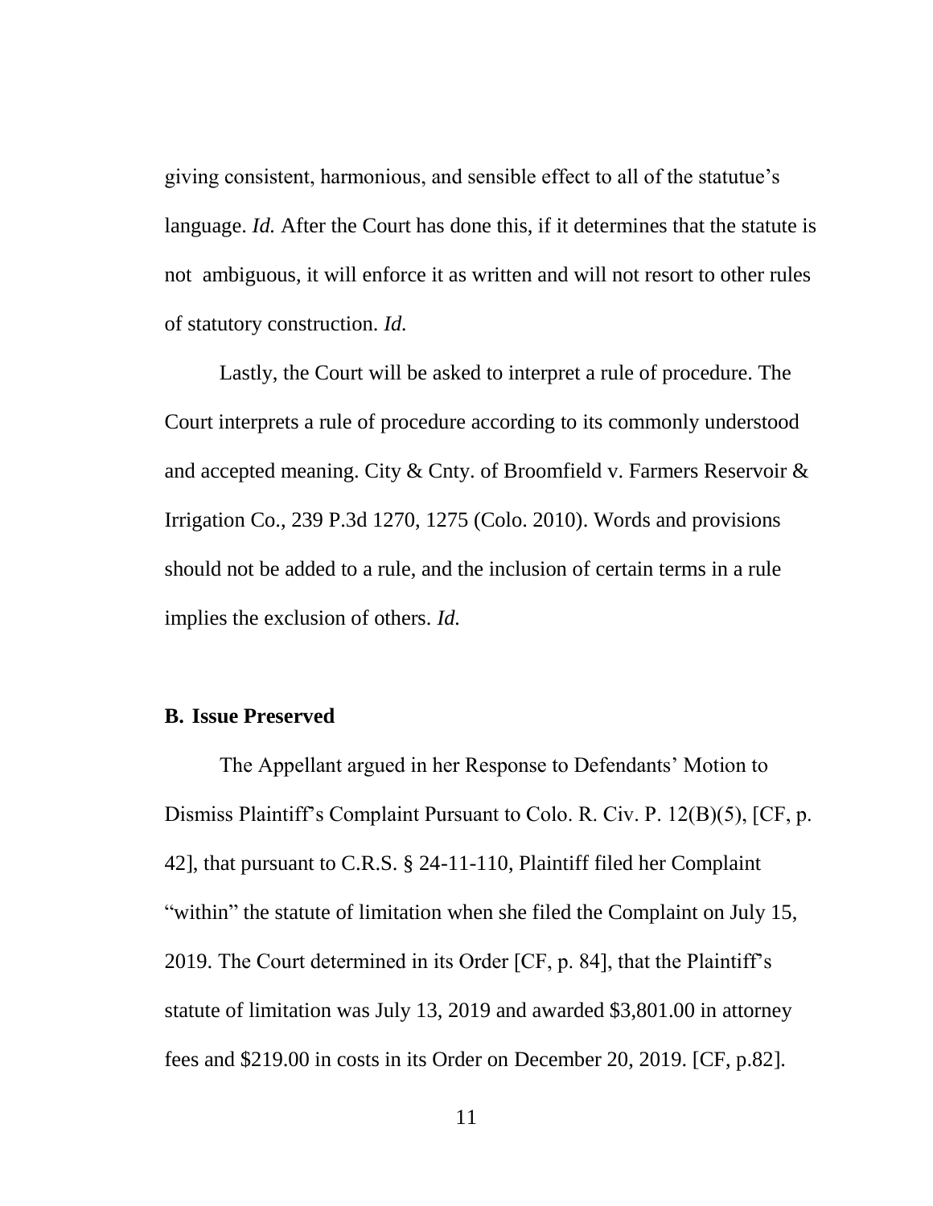giving consistent, harmonious, and sensible effect to all of the statutue's language. *Id.* After the Court has done this, if it determines that the statute is not ambiguous, it will enforce it as written and will not resort to other rules of statutory construction. *Id.*

Lastly, the Court will be asked to interpret a rule of procedure. The Court interprets a rule of procedure according to its commonly understood and accepted meaning. City & Cnty. of Broomfield v. Farmers Reservoir & Irrigation Co., 239 P.3d 1270, 1275 (Colo. 2010). Words and provisions should not be added to a rule, and the inclusion of certain terms in a rule implies the exclusion of others. *Id.*

**B. Issue Preserved**

The Appellant argued in her Response to Defendants' Motion to Dismiss Plaintiff's Complaint Pursuant to Colo. R. Civ. P. 12(B)(5), [CF, p. 42], that pursuant to C.R.S. § 24-11-110, Plaintiff filed her Complaint "within" the statute of limitation when she filed the Complaint on July 15, 2019. The Court determined in its Order [CF, p. 84], that the Plaintiff's statute of limitation was July 13, 2019 and awarded $3,801.00 in attorney fees and $219.00 in costs in its Order on December 20, 2019. [CF, p.82].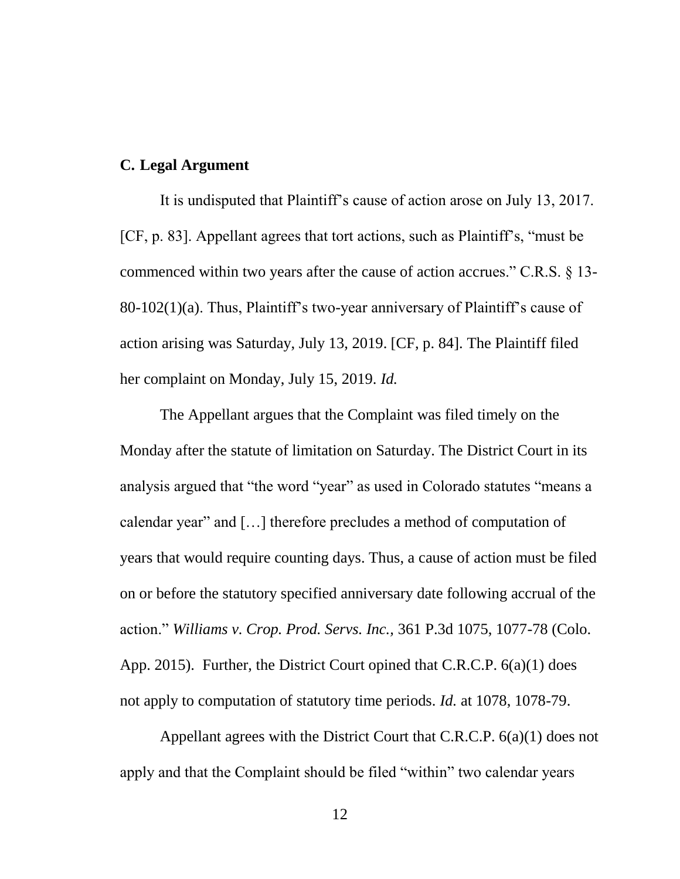### C. Legal Argument

It is undisputed that Plaintiff's cause of action arose on July 13, 2017. [CF, p. 83]. Appellant agrees that tort actions, such as Plaintiff's, "must be commenced within two years after the cause of action accrues." C.R.S. § 13-80-102(1)(a). Thus, Plaintiff's two-year anniversary of Plaintiff's cause of action arising was Saturday, July 13, 2019. [CF, p. 84]. The Plaintiff filed her complaint on Monday, July 15, 2019. *Id.*

The Appellant argues that the Complaint was filed timely on the Monday after the statute of limitation on Saturday. The District Court in its analysis argued that "the word "year" as used in Colorado statutes "means a calendar year" and […] therefore precludes a method of computation of years that would require counting days. Thus, a cause of action must be filed on or before the statutory specified anniversary date following accrual of the action." *Williams v. Crop. Prod. Servs. Inc.,* 361 P.3d 1075, 1077-78 (Colo. App. 2015). Further, the District Court opined that C.R.C.P. 6(a)(1) does not apply to computation of statutory time periods. *Id.* at 1078, 1078-79.

Appellant agrees with the District Court that C.R.C.P. 6(a)(1) does not apply and that the Complaint should be filed "within" two calendar years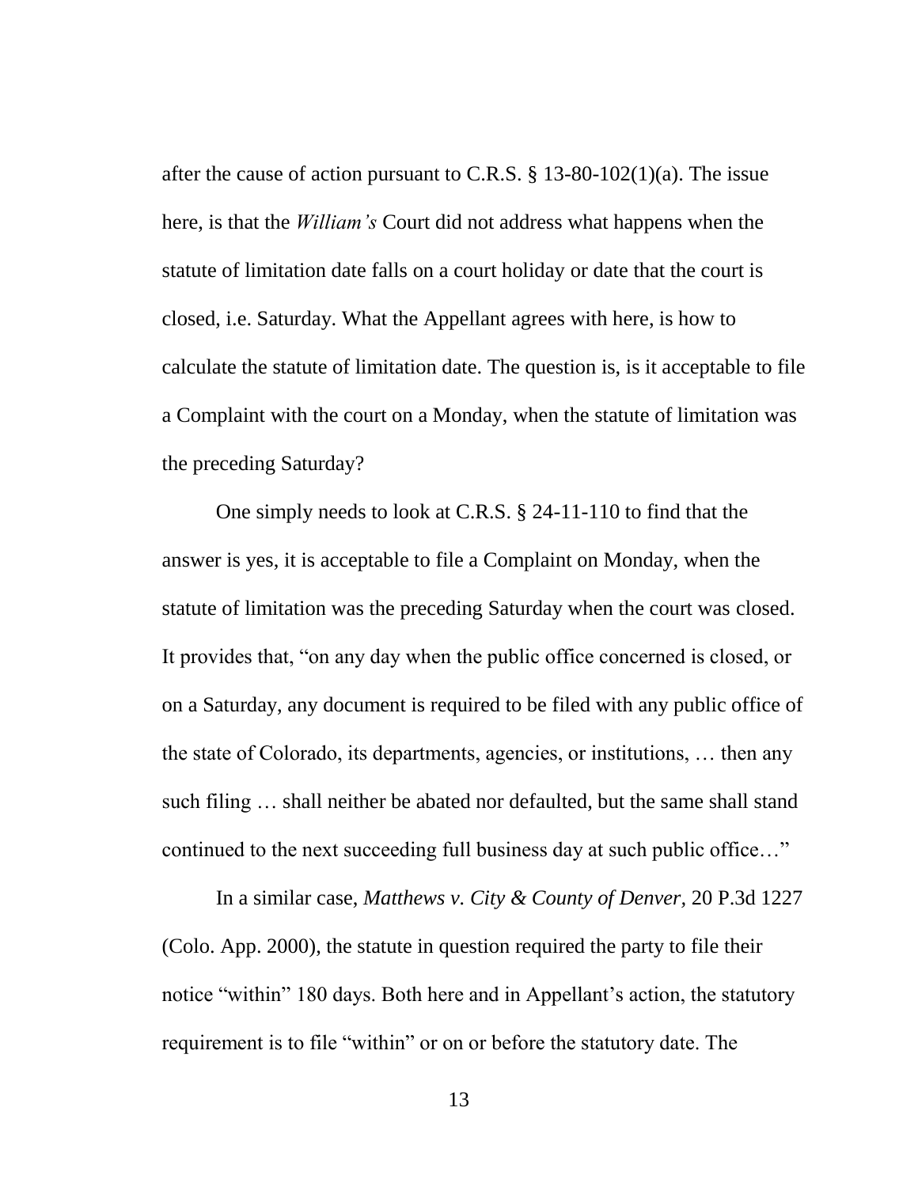after the cause of action pursuant to C.R.S. § 13-80-102(1)(a). The issue here, is that the *William's* Court did not address what happens when the statute of limitation date falls on a court holiday or date that the court is closed, i.e. Saturday. What the Appellant agrees with here, is how to calculate the statute of limitation date. The question is, is it acceptable to file a Complaint with the court on a Monday, when the statute of limitation was the preceding Saturday?

One simply needs to look at C.R.S. § 24-11-110 to find that the answer is yes, it is acceptable to file a Complaint on Monday, when the statute of limitation was the preceding Saturday when the court was closed. It provides that, "on any day when the public office concerned is closed, or on a Saturday, any document is required to be filed with any public office of the state of Colorado, its departments, agencies, or institutions, … then any such filing … shall neither be abated nor defaulted, but the same shall stand continued to the next succeeding full business day at such public office…"

In a similar case, *Matthews v. City & County of Denver,* 20 P.3d 1227 (Colo. App. 2000), the statute in question required the party to file their notice "within" 180 days. Both here and in Appellant's action, the statutory requirement is to file "within" or on or before the statutory date. The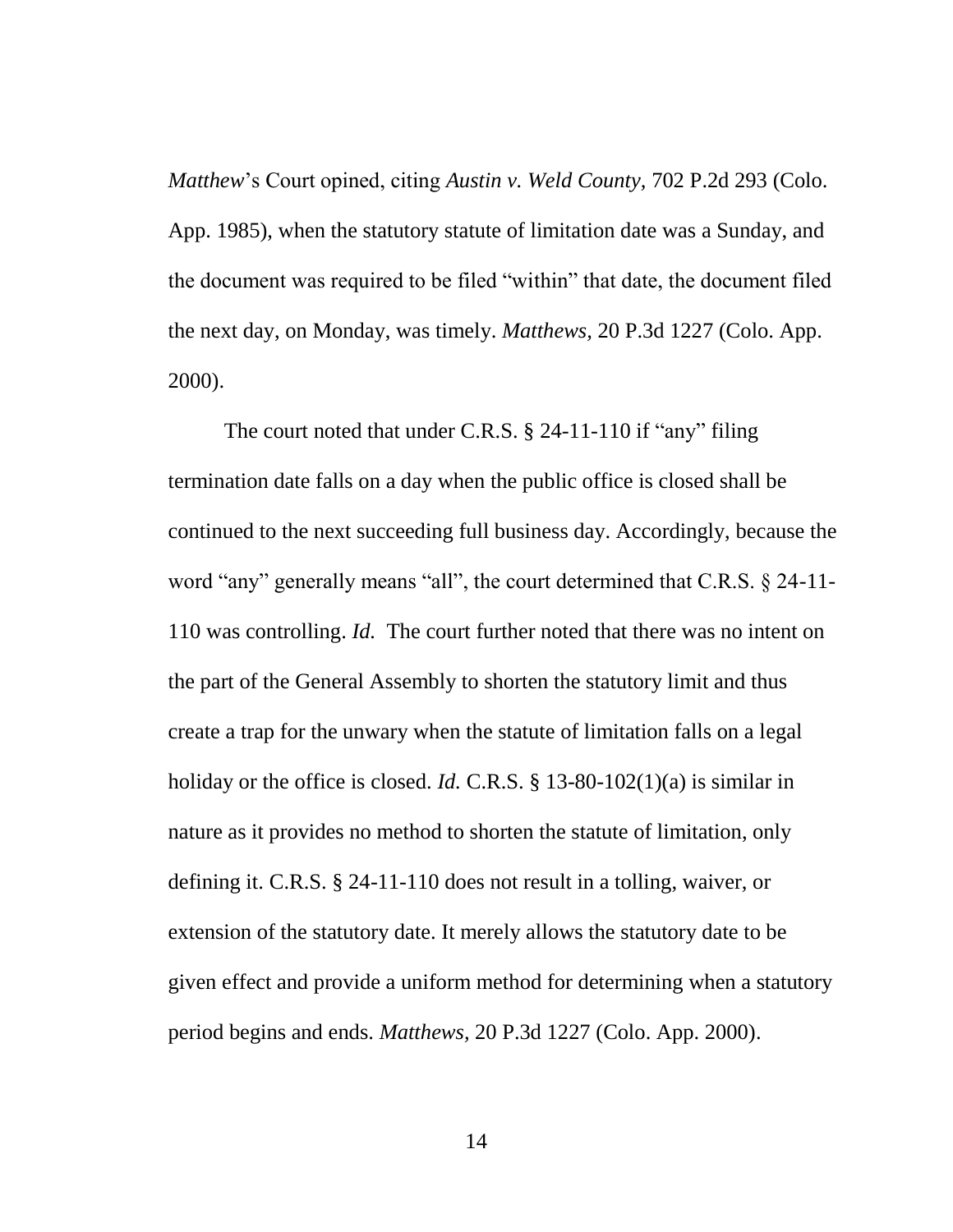*Matthew*'s Court opined, citing *Austin v. Weld County,* 702 P.2d 293 (Colo. App. 1985), when the statutory statute of limitation date was a Sunday, and the document was required to be filed "within" that date, the document filed the next day, on Monday, was timely. *Matthews,* 20 P.3d 1227 (Colo. App. 2000).

The court noted that under C.R.S. § 24-11-110 if "any" filing termination date falls on a day when the public office is closed shall be continued to the next succeeding full business day. Accordingly, because the word "any" generally means "all", the court determined that C.R.S. § 24-11-110 was controlling. *Id.* The court further noted that there was no intent on the part of the General Assembly to shorten the statutory limit and thus create a trap for the unwary when the statute of limitation falls on a legal holiday or the office is closed. *Id.* C.R.S. § 13-80-102(1)(a) is similar in nature as it provides no method to shorten the statute of limitation, only defining it. C.R.S. § 24-11-110 does not result in a tolling, waiver, or extension of the statutory date. It merely allows the statutory date to be given effect and provide a uniform method for determining when a statutory period begins and ends. *Matthews,* 20 P.3d 1227 (Colo. App. 2000).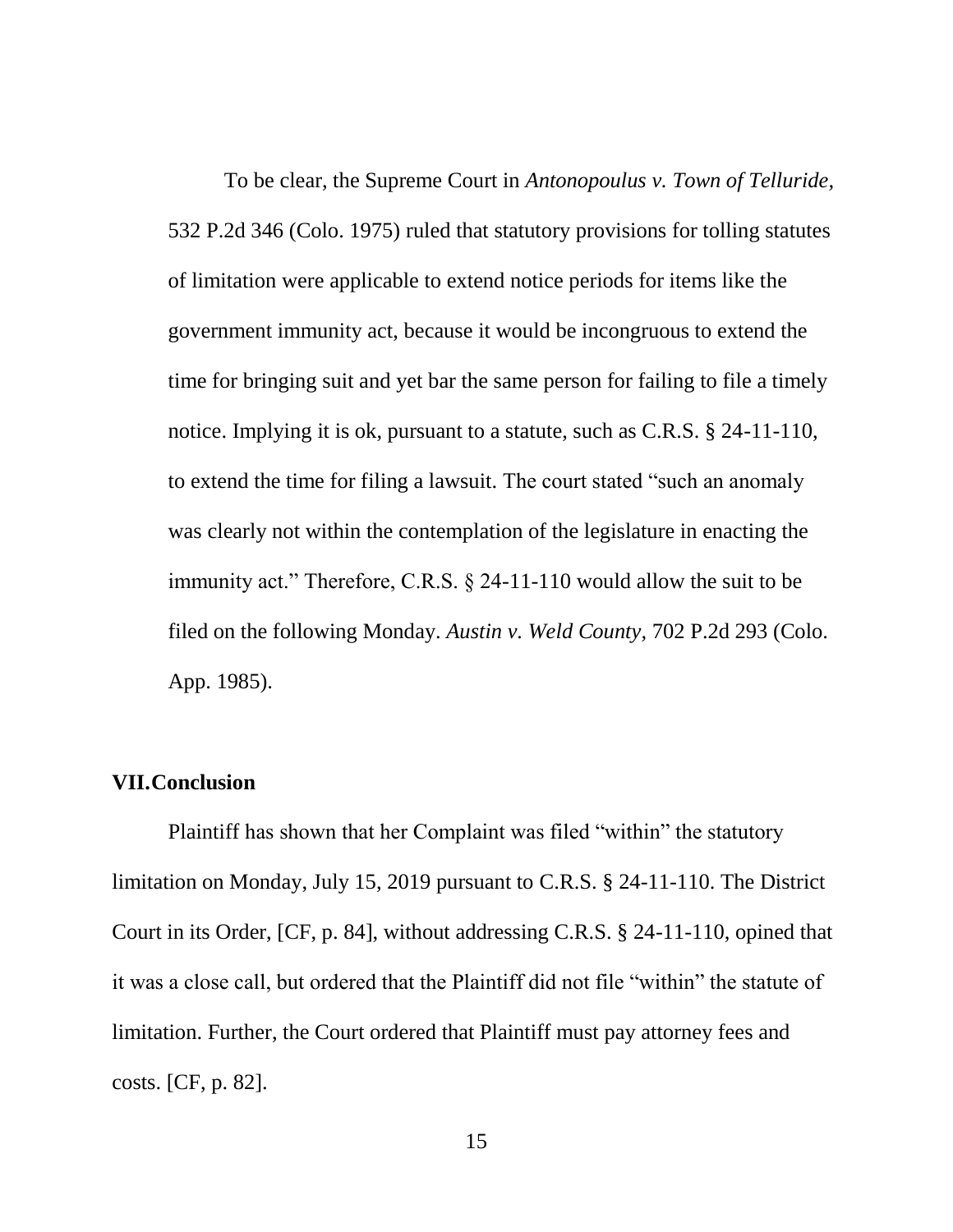To be clear, the Supreme Court in *Antonopoulus v. Town of Telluride*, 532 P.2d 346 (Colo. 1975) ruled that statutory provisions for tolling statutes of limitation were applicable to extend notice periods for items like the government immunity act, because it would be incongruous to extend the time for bringing suit and yet bar the same person for failing to file a timely notice. Implying it is ok, pursuant to a statute, such as C.R.S. § 24-11-110, to extend the time for filing a lawsuit. The court stated "such an anomaly was clearly not within the contemplation of the legislature in enacting the immunity act." Therefore, C.R.S. § 24-11-110 would allow the suit to be filed on the following Monday. *Austin v. Weld County*, 702 P.2d 293 (Colo. App. 1985).

## VII. Conclusion

Plaintiff has shown that her Complaint was filed "within" the statutory limitation on Monday, July 15, 2019 pursuant to C.R.S. § 24-11-110. The District Court in its Order, [CF, p. 84], without addressing C.R.S. § 24-11-110, opined that it was a close call, but ordered that the Plaintiff did not file "within" the statute of limitation. Further, the Court ordered that Plaintiff must pay attorney fees and costs. [CF, p. 82].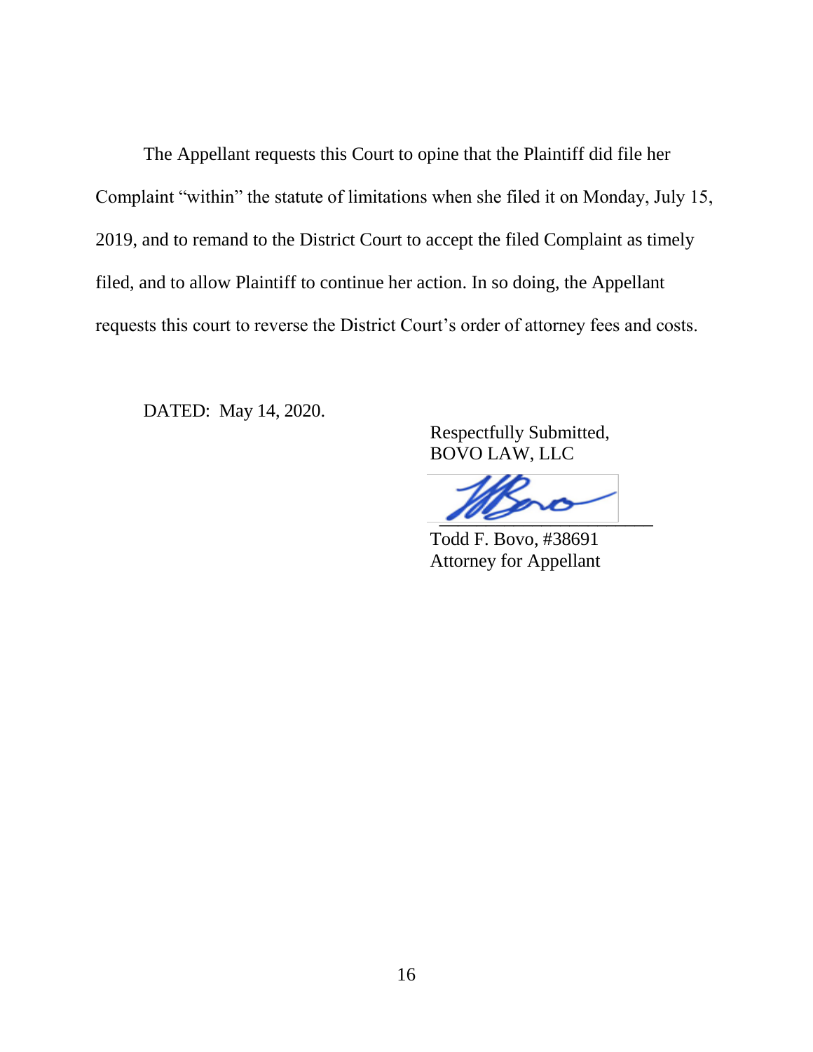The Appellant requests this Court to opine that the Plaintiff did file her Complaint "within" the statute of limitations when she filed it on Monday, July 15, 2019, and to remand to the District Court to accept the filed Complaint as timely filed, and to allow Plaintiff to continue her action. In so doing, the Appellant requests this court to reverse the District Court's order of attorney fees and costs.

DATED: May 14, 2020.

Respectfully Submitted,
BOVO LAW, LLC

Todd F. Bovo, #38691
Attorney for Appellant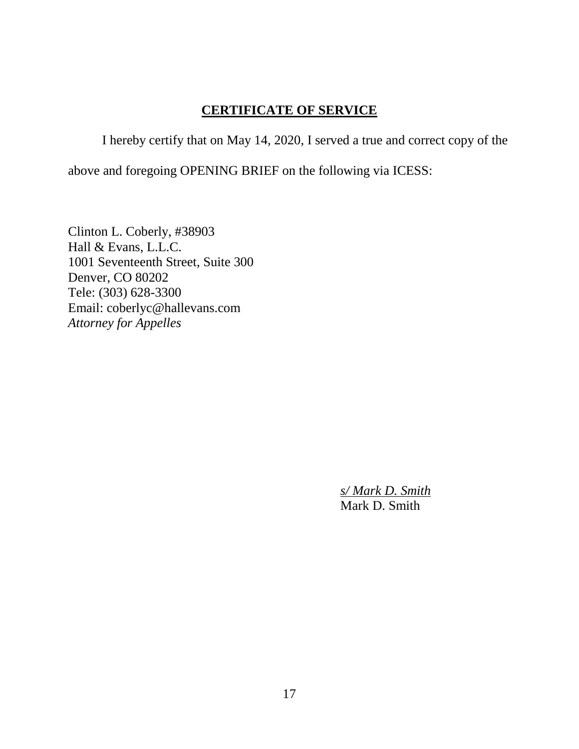## CERTIFICATE OF SERVICE

I hereby certify that on May 14, 2020, I served a true and correct copy of the above and foregoing OPENING BRIEF on the following via ICESS:

Clinton L. Coberly, #38903  
Hall & Evans, L.L.C.  
1001 Seventeenth Street, Suite 300  
Denver, CO 80202  
Tele: (303) 628-3300  
Email: coberlyc@hallevans.com  
*Attorney for Appelles*

*s/ Mark D. Smith*  
Mark D. Smith